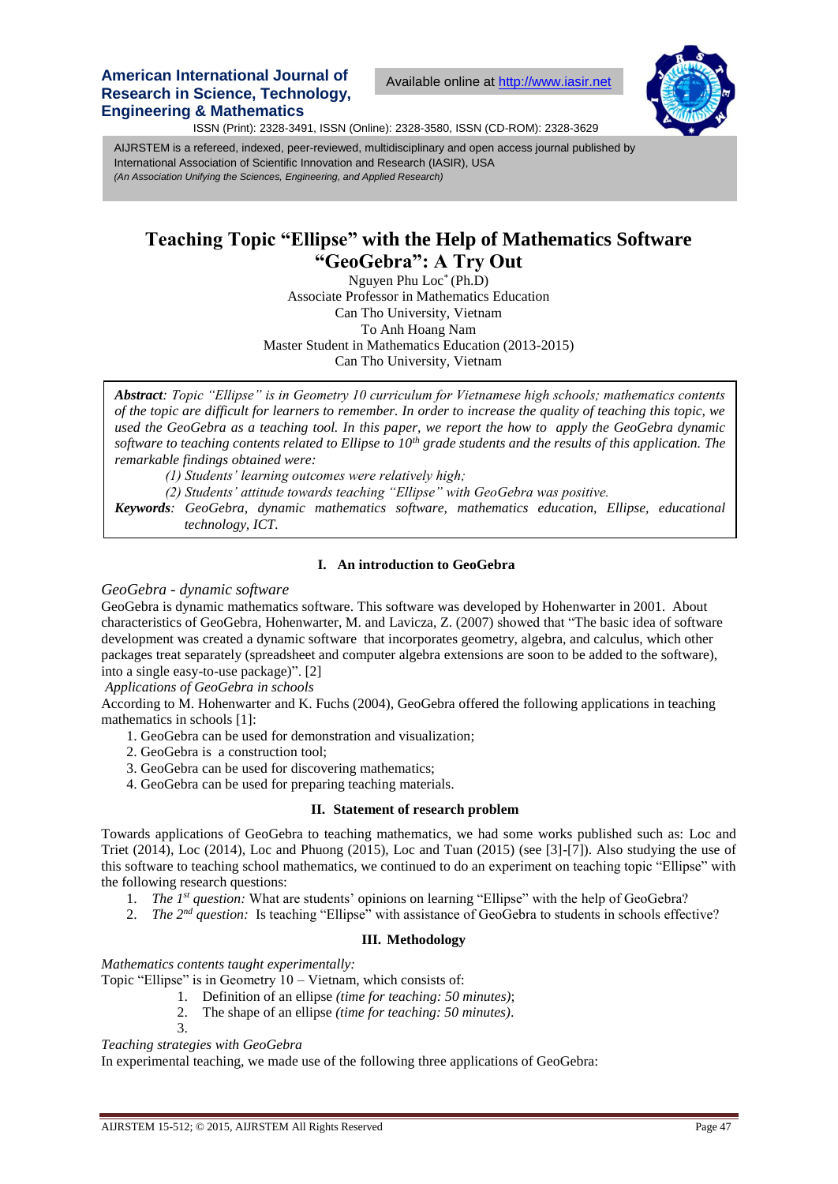# Teaching Topic "Ellipse" with the Help of Mathematics Software "GeoGebra": A Try Out

Nguyen Phu Loc* (Ph.D)
Associate Professor in Mathematics Education
Can Tho University, Vietnam
To Anh Hoang Nam
Master Student in Mathematics Education (2013-2015)
Can Tho University, Vietnam

***Abstract**: Topic "Ellipse" is in Geometry 10 curriculum for Vietnamese high schools; mathematics contents of the topic are difficult for learners to remember. In order to increase the quality of teaching this topic, we used the GeoGebra as a teaching tool. In this paper, we report the how to apply the GeoGebra dynamic software to teaching contents related to Ellipse to 10th grade students and the results of this application. The remarkable findings obtained were:*

*(1) Students' learning outcomes were relatively high;*

*(2) Students' attitude towards teaching "Ellipse" with GeoGebra was positive.*

***Keywords**: GeoGebra, dynamic mathematics software, mathematics education, Ellipse, educational technology, ICT.*

## I. An introduction to GeoGebra

*GeoGebra - dynamic software*

GeoGebra is dynamic mathematics software. This software was developed by Hohenwarter in 2001. About characteristics of GeoGebra, Hohenwarter, M. and Lavicza, Z. (2007) showed that "The basic idea of software development was created a dynamic software that incorporates geometry, algebra, and calculus, which other packages treat separately (spreadsheet and computer algebra extensions are soon to be added to the software), into a single easy-to-use package)". [2]

*Applications of GeoGebra in schools*

According to M. Hohenwarter and K. Fuchs (2004), GeoGebra offered the following applications in teaching mathematics in schools [1]:

1. GeoGebra can be used for demonstration and visualization;
2. GeoGebra is a construction tool;
3. GeoGebra can be used for discovering mathematics;
4. GeoGebra can be used for preparing teaching materials.

## II. Statement of research problem

Towards applications of GeoGebra to teaching mathematics, we had some works published such as: Loc and Triet (2014), Loc (2014), Loc and Phuong (2015), Loc and Tuan (2015) (see [3]-[7]). Also studying the use of this software to teaching school mathematics, we continued to do an experiment on teaching topic "Ellipse" with the following research questions:

1. *The 1st question:* What are students' opinions on learning "Ellipse" with the help of GeoGebra?
2. *The 2nd question:* Is teaching "Ellipse" with assistance of GeoGebra to students in schools effective?

## III. Methodology

*Mathematics contents taught experimentally:*

Topic "Ellipse" is in Geometry 10 – Vietnam, which consists of:

1. Definition of an ellipse *(time for teaching: 50 minutes)*;
2. The shape of an ellipse *(time for teaching: 50 minutes)*.
3.

*Teaching strategies with GeoGebra*

In experimental teaching, we made use of the following three applications of GeoGebra: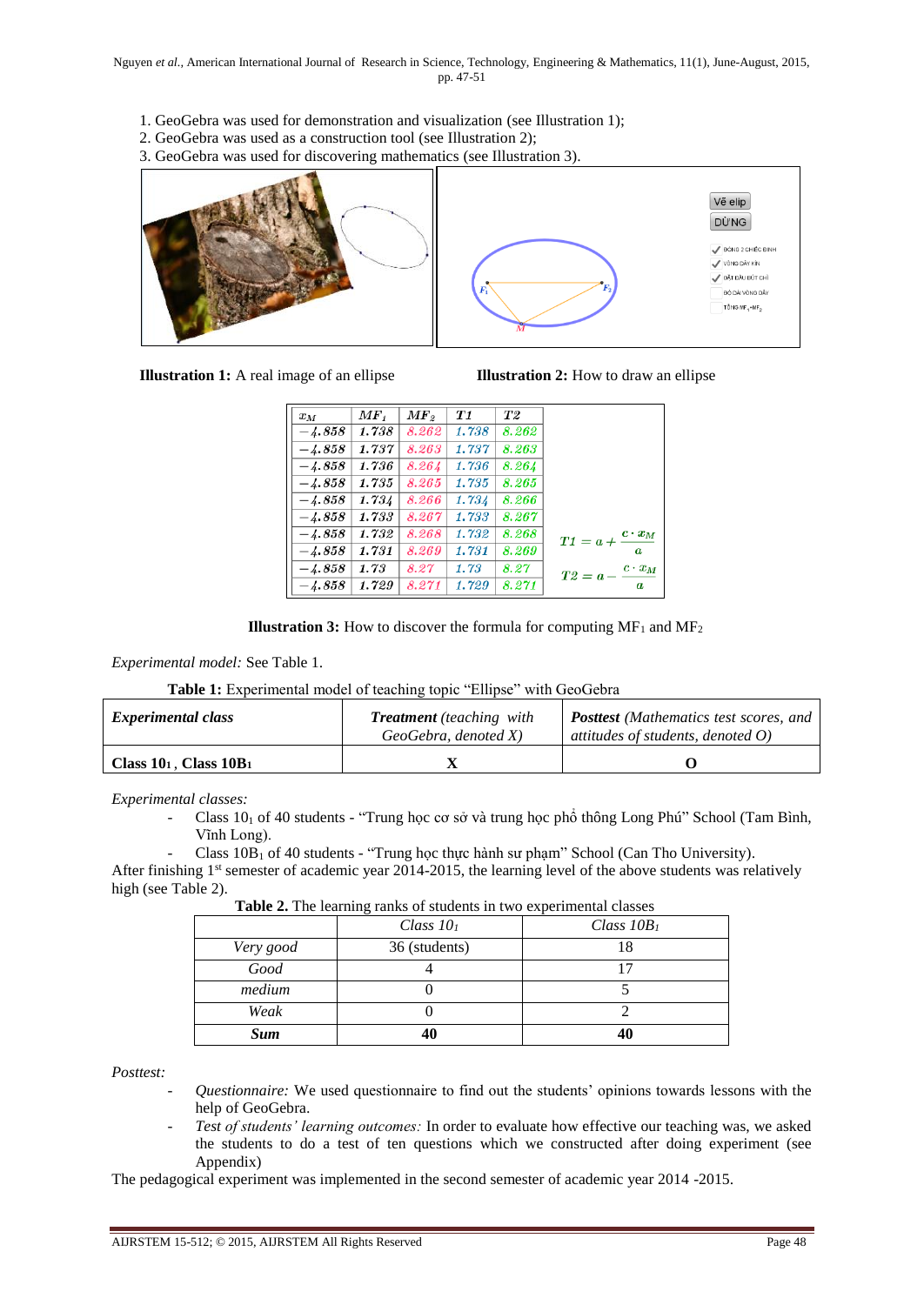1. GeoGebra was used for demonstration and visualization (see Illustration 1);
2. GeoGebra was used as a construction tool (see Illustration 2);
3. GeoGebra was used for discovering mathematics (see Illustration 3).

**Illustration 1:** A real image of an ellipse

**Illustration 2:** How to draw an ellipse

| $x_M$ | $MF_1$ | $MF_2$ | $T1$ | $T2$ |
|---|---|---|---|---|
| −4.858 | 1.738 | 8.262 | 1.738 | 8.262 |
| −4.858 | 1.737 | 8.263 | 1.737 | 8.263 |
| −4.858 | 1.736 | 8.264 | 1.736 | 8.264 |
| −4.858 | 1.735 | 8.265 | 1.735 | 8.265 |
| −4.858 | 1.734 | 8.266 | 1.734 | 8.266 |
| −4.858 | 1.733 | 8.267 | 1.733 | 8.267 |
| −4.858 | 1.732 | 8.268 | 1.732 | 8.268 |
| −4.858 | 1.731 | 8.269 | 1.731 | 8.269 |
| −4.858 | 1.73 | 8.27 | 1.73 | 8.27 |
| −4.858 | 1.729 | 8.271 | 1.729 | 8.271 |

$$T1 = a + \frac{c \cdot x_M}{a}$$

$$T2 = a - \frac{c \cdot x_M}{a}$$

**Illustration 3:** How to discover the formula for computing $MF_1$ and $MF_2$

*Experimental model:* See Table 1.

**Table 1:** Experimental model of teaching topic "Ellipse" with GeoGebra

| ***Experimental class*** | ***Treatment*** *(teaching with GeoGebra, denoted X)* | ***Posttest*** *(Mathematics test scores, and attitudes of students, denoted O)* |
|---|---|---|
| **Class $10_1$ , Class $10B_1$** | **X** | **O** |

*Experimental classes:*

- Class $10_1$ of 40 students - "Trung học cơ sở và trung học phổ thông Long Phú" School (Tam Bình, Vĩnh Long).
- Class $10B_1$ of 40 students - "Trung học thực hành sư phạm" School (Can Tho University).

After finishing 1st semester of academic year 2014-2015, the learning level of the above students was relatively high (see Table 2).

**Table 2.** The learning ranks of students in two experimental classes

| | *Class $10_1$* | *Class $10B_1$* |
|---|---|---|
| *Very good* | 36 (students) | 18 |
| *Good* | 4 | 17 |
| *medium* | 0 | 5 |
| *Weak* | 0 | 2 |
| ***Sum*** | **40** | **40** |

*Posttest:*

- *Questionnaire:* We used questionnaire to find out the students' opinions towards lessons with the help of GeoGebra.
- *Test of students' learning outcomes:* In order to evaluate how effective our teaching was, we asked the students to do a test of ten questions which we constructed after doing experiment (see Appendix)

The pedagogical experiment was implemented in the second semester of academic year 2014 -2015.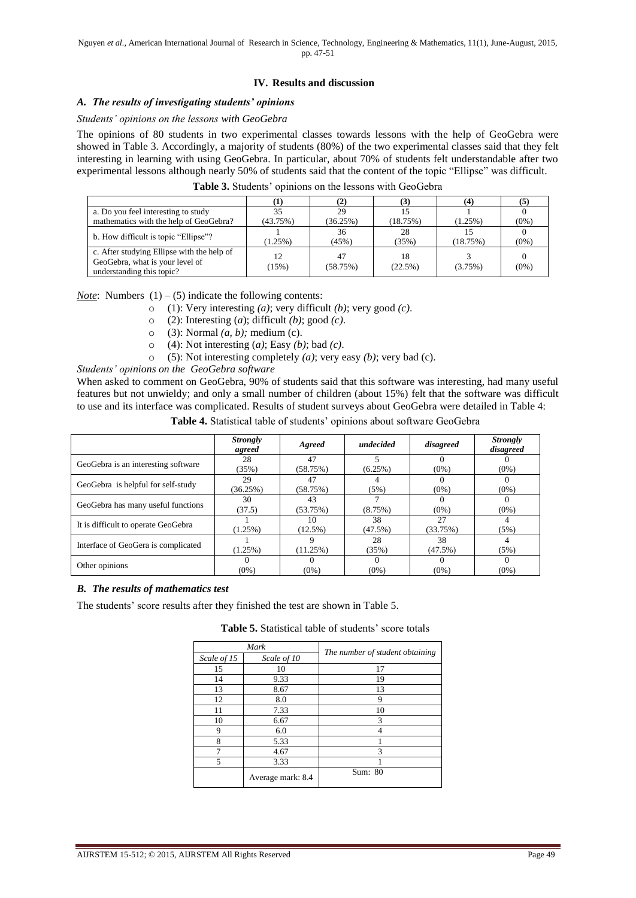## IV. Results and discussion

### *A. The results of investigating students' opinions*

*Students' opinions on the lessons with GeoGebra*

The opinions of 80 students in two experimental classes towards lessons with the help of GeoGebra were showed in Table 3. Accordingly, a majority of students (80%) of the two experimental classes said that they felt interesting in learning with using GeoGebra. In particular, about 70% of students felt understandable after two experimental lessons although nearly 50% of students said that the content of the topic "Ellipse" was difficult.

**Table 3.** Students' opinions on the lessons with GeoGebra

| | (1) | (2) | (3) | (4) | (5) |
|---|---|---|---|---|---|
| a. Do you feel interesting to study mathematics with the help of GeoGebra? | 35 (43.75%) | 29 (36.25%) | 15 (18.75%) | 1 (1.25%) | 0 (0%) |
| b. How difficult is topic "Ellipse"? | 1 (1.25%) | 36 (45%) | 28 (35%) | 15 (18.75%) | 0 (0%) |
| c. After studying Ellipse with the help of GeoGebra, what is your level of understanding this topic? | 12 (15%) | 47 (58.75%) | 18 (22.5%) | 3 (3.75%) | 0 (0%) |

*Note*: Numbers (1) – (5) indicate the following contents:

- (1): Very interesting *(a)*; very difficult *(b)*; very good *(c)*.
- (2): Interesting (*a*); difficult *(b)*; good *(c)*.
- (3): Normal *(a, b);* medium (c).
- (4): Not interesting (*a*); Easy *(b)*; bad *(c)*.
- (5): Not interesting completely *(a)*; very easy *(b)*; very bad (c).

*Students' opinions on the GeoGebra software*

When asked to comment on GeoGebra, 90% of students said that this software was interesting, had many useful features but not unwieldy; and only a small number of children (about 15%) felt that the software was difficult to use and its interface was complicated. Results of student surveys about GeoGebra were detailed in Table 4:

**Table 4.** Statistical table of students' opinions about software GeoGebra

| | *Strongly agreed* | *Agreed* | *undecided* | *disagreed* | *Strongly disagreed* |
|---|---|---|---|---|---|
| GeoGebra is an interesting software | 28 (35%) | 47 (58.75%) | 5 (6.25%) | 0 (0%) | 0 (0%) |
| GeoGebra is helpful for self-study | 29 (36.25%) | 47 (58.75%) | 4 (5%) | 0 (0%) | 0 (0%) |
| GeoGebra has many useful functions | 30 (37.5) | 43 (53.75%) | 7 (8.75%) | 0 (0%) | 0 (0%) |
| It is difficult to operate GeoGebra | 1 (1.25%) | 10 (12.5%) | 38 (47.5%) | 27 (33.75%) | 4 (5%) |
| Interface of GeoGera is complicated | 1 (1.25%) | 9 (11.25%) | 28 (35%) | 38 (47.5%) | 4 (5%) |
| Other opinions | 0 (0%) | 0 (0%) | 0 (0%) | 0 (0%) | 0 (0%) |

### *B. The results of mathematics test*

The students' score results after they finished the test are shown in Table 5.

**Table 5.** Statistical table of students' score totals

| *Mark* | | *The number of student obtaining* |
|---|---|---|
| *Scale of 15* | *Scale of 10* | |
| 15 | 10 | 17 |
| 14 | 9.33 | 19 |
| 13 | 8.67 | 13 |
| 12 | 8.0 | 9 |
| 11 | 7.33 | 10 |
| 10 | 6.67 | 3 |
| 9 | 6.0 | 4 |
| 8 | 5.33 | 1 |
| 7 | 4.67 | 3 |
| 5 | 3.33 | 1 |
| | Average mark: 8.4 | Sum: 80 |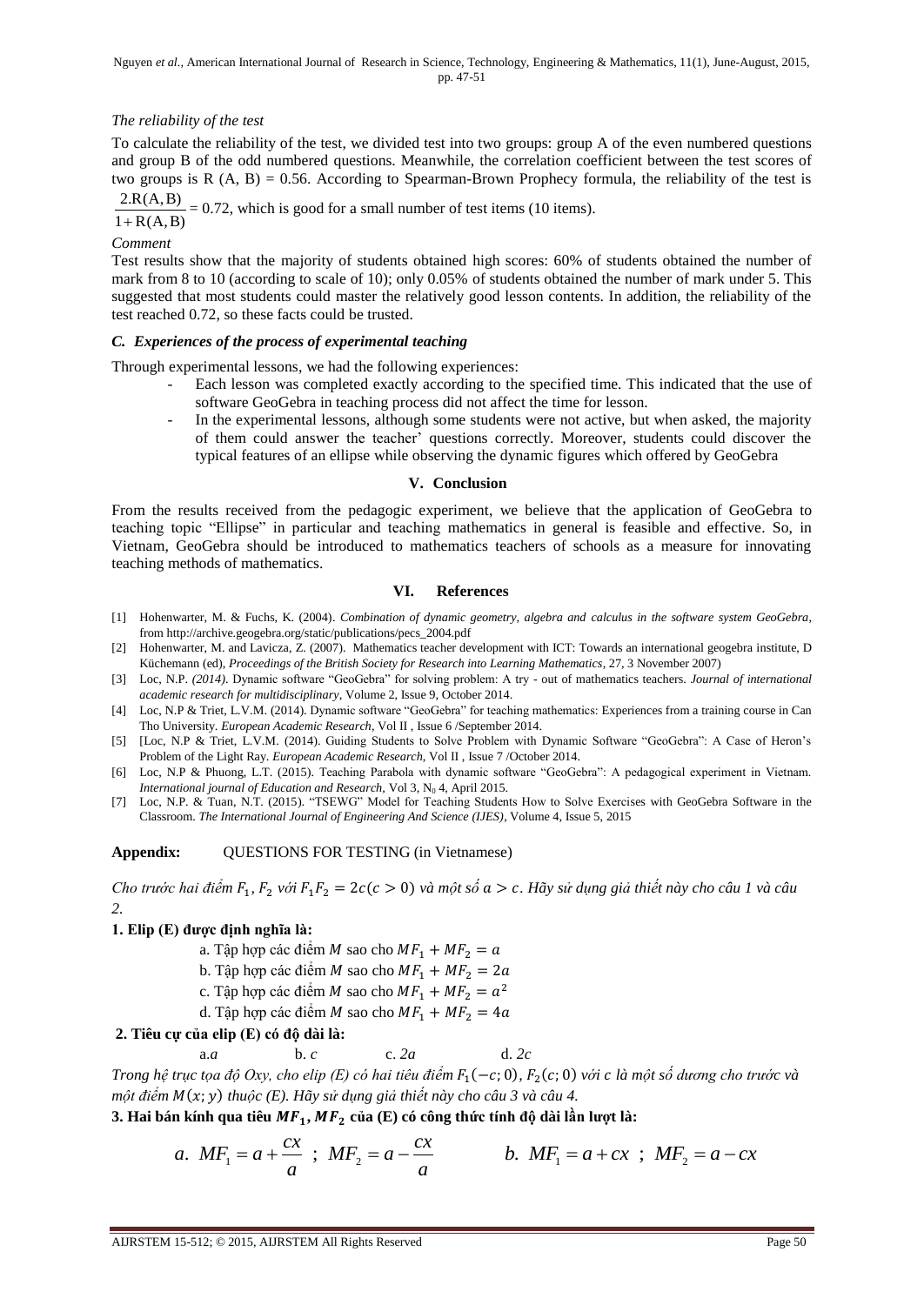*The reliability of the test*

To calculate the reliability of the test, we divided test into two groups: group A of the even numbered questions and group B of the odd numbered questions. Meanwhile, the correlation coefficient between the test scores of two groups is R (A, B) = 0.56. According to Spearman-Brown Prophecy formula, the reliability of the test is $\frac{2.R(A,B)}{1+R(A,B)} = 0.72$, which is good for a small number of test items (10 items).

*Comment*

Test results show that the majority of students obtained high scores: 60% of students obtained the number of mark from 8 to 10 (according to scale of 10); only 0.05% of students obtained the number of mark under 5. This suggested that most students could master the relatively good lesson contents. In addition, the reliability of the test reached 0.72, so these facts could be trusted.

### *C. Experiences of the process of experimental teaching*

Through experimental lessons, we had the following experiences:

- Each lesson was completed exactly according to the specified time. This indicated that the use of software GeoGebra in teaching process did not affect the time for lesson.
- In the experimental lessons, although some students were not active, but when asked, the majority of them could answer the teacher' questions correctly. Moreover, students could discover the typical features of an ellipse while observing the dynamic figures which offered by GeoGebra

## V. Conclusion

From the results received from the pedagogic experiment, we believe that the application of GeoGebra to teaching topic "Ellipse" in particular and teaching mathematics in general is feasible and effective. So, in Vietnam, GeoGebra should be introduced to mathematics teachers of schools as a measure for innovating teaching methods of mathematics.

## VI. References

[1] Hohenwarter, M. & Fuchs, K. (2004). *Combination of dynamic geometry, algebra and calculus in the software system GeoGebra*, from http://archive.geogebra.org/static/publications/pecs_2004.pdf

[2] Hohenwarter, M. and Lavicza, Z. (2007). Mathematics teacher development with ICT: Towards an international geogebra institute, D Küchemann (ed), *Proceedings of the British Society for Research into Learning Mathematics*, 27, 3 November 2007)

[3] Loc, N.P. *(2014)*. Dynamic software "GeoGebra" for solving problem: A try - out of mathematics teachers. *Journal of international academic research for multidisciplinary*, Volume 2, Issue 9, October 2014.

[4] Loc, N.P & Triet, L.V.M. (2014). Dynamic software "GeoGebra" for teaching mathematics: Experiences from a training course in Can Tho University. *European Academic Research*, Vol II , Issue 6 /September 2014.

[5] [Loc, N.P & Triet, L.V.M. (2014). Guiding Students to Solve Problem with Dynamic Software "GeoGebra": A Case of Heron's Problem of the Light Ray. *European Academic Research*, Vol II , Issue 7 /October 2014.

[6] Loc, N.P & Phuong, L.T. (2015). Teaching Parabola with dynamic software "GeoGebra": A pedagogical experiment in Vietnam. *International journal of Education and Research*, Vol 3, $N_0$ 4, April 2015.

[7] Loc, N.P. & Tuan, N.T. (2015). "TSEWG" Model for Teaching Students How to Solve Exercises with GeoGebra Software in the Classroom. *The International Journal of Engineering And Science (IJES)*, Volume 4, Issue 5, 2015

**Appendix:** QUESTIONS FOR TESTING (in Vietnamese)

*Cho trước hai điểm $F_1$, $F_2$ với $F_1F_2 = 2c (c > 0)$ và một số $a > c$. Hãy sử dụng giả thiết này cho câu 1 và câu 2.*

**1. Elip (E) được định nghĩa là:**

a. Tập hợp các điểm $M$ sao cho $MF_1 + MF_2 = a$

b. Tập hợp các điểm $M$ sao cho $MF_1 + MF_2 = 2a$

c. Tập hợp các điểm $M$ sao cho $MF_1 + MF_2 = a^2$

d. Tập hợp các điểm $M$ sao cho $MF_1 + MF_2 = 4a$

**2. Tiêu cự của elip (E) có độ dài là:**

a. *a*  b. *c*  c. *2a*  d. *2c*

*Trong hệ trục tọa độ Oxy, cho elip (E) có hai tiêu điểm $F_1(-c; 0)$, $F_2(c; 0)$ với c là một số dương cho trước và một điểm $M(x; y)$ thuộc (E). Hãy sử dụng giả thiết này cho câu 3 và câu 4.*

**3. Hai bán kính qua tiêu $MF_1, MF_2$ của (E) có công thức tính độ dài lần lượt là:**

$$a.\ MF_1 = a + \frac{cx}{a}\ ;\ MF_2 = a - \frac{cx}{a} \qquad b.\ MF_1 = a + cx\ ;\ MF_2 = a - cx$$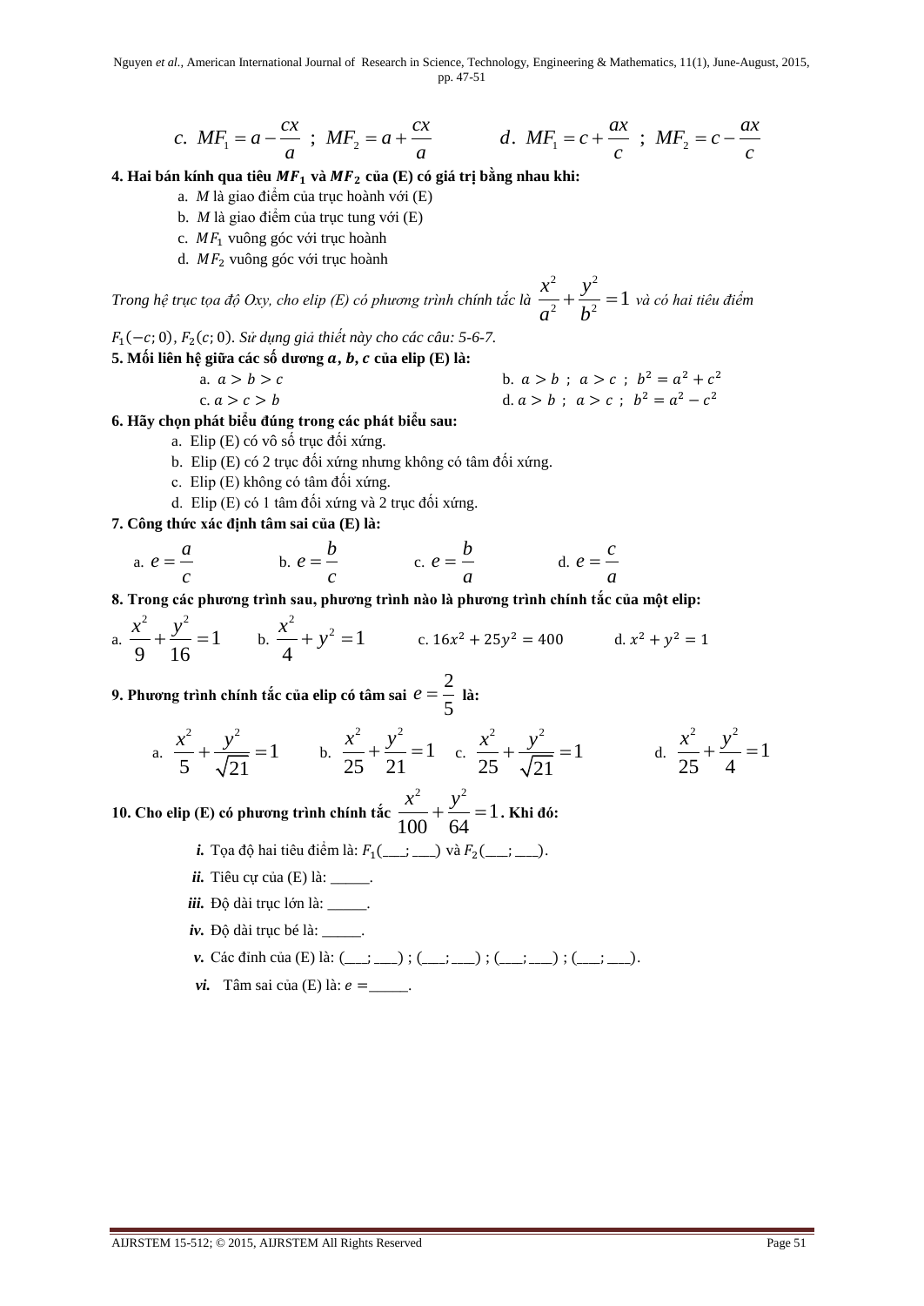c. $MF_1 = a - \dfrac{cx}{a}$ ; $MF_2 = a + \dfrac{cx}{a}$ d. $MF_1 = c + \dfrac{ax}{c}$ ; $MF_2 = c - \dfrac{ax}{c}$

**4. Hai bán kính qua tiêu $MF_1$ và $MF_2$ của (E) có giá trị bằng nhau khi:**

a. $M$ là giao điểm của trục hoành với (E)
b. $M$ là giao điểm của trục tung với (E)
c. $MF_1$ vuông góc với trục hoành
d. $MF_2$ vuông góc với trục hoành

*Trong hệ trục tọa độ Oxy, cho elip (E) có phương trình chính tắc là* $\dfrac{x^2}{a^2} + \dfrac{y^2}{b^2} = 1$ *và có hai tiêu điểm* $F_1(-c;0)$, $F_2(c;0)$. *Sử dụng giả thiết này cho các câu: 5-6-7.*

**5. Mối liên hệ giữa các số dương $a, b, c$ của elip (E) là:**

a. $a > b > c$
b. $a > b$ ; $a > c$ ; $b^2 = a^2 + c^2$
c. $a > c > b$
d. $a > b$ ; $a > c$ ; $b^2 = a^2 - c^2$

**6. Hãy chọn phát biểu đúng trong các phát biểu sau:**

a. Elip (E) có vô số trục đối xứng.
b. Elip (E) có 2 trục đối xứng nhưng không có tâm đối xứng.
c. Elip (E) không có tâm đối xứng.
d. Elip (E) có 1 tâm đối xứng và 2 trục đối xứng.

**7. Công thức xác định tâm sai của (E) là:**

a. $e = \dfrac{a}{c}$ b. $e = \dfrac{b}{c}$ c. $e = \dfrac{b}{a}$ d. $e = \dfrac{c}{a}$

**8. Trong các phương trình sau, phương trình nào là phương trình chính tắc của một elip:**

a. $\dfrac{x^2}{9} + \dfrac{y^2}{16} = 1$ b. $\dfrac{x^2}{4} + y^2 = 1$ c. $16x^2 + 25y^2 = 400$ d. $x^2 + y^2 = 1$

**9. Phương trình chính tắc của elip có tâm sai $e = \dfrac{2}{5}$ là:**

a. $\dfrac{x^2}{5} + \dfrac{y^2}{\sqrt{21}} = 1$ b. $\dfrac{x^2}{25} + \dfrac{y^2}{21} = 1$ c. $\dfrac{x^2}{25} + \dfrac{y^2}{\sqrt{21}} = 1$ d. $\dfrac{x^2}{25} + \dfrac{y^2}{4} = 1$

**10. Cho elip (E) có phương trình chính tắc $\dfrac{x^2}{100} + \dfrac{y^2}{64} = 1$. Khi đó:**

***i.*** Tọa độ hai tiêu điểm là: $F_1$(___; ___) và $F_2$(___; ___).
***ii.*** Tiêu cự của (E) là: _____.
***iii.*** Độ dài trục lớn là: _____.
***iv.*** Độ dài trục bé là: _____.
***v.*** Các đỉnh của (E) là: (___; ___) ; (___; ___) ; (___; ___) ; (___; ___).
***vi.*** Tâm sai của (E) là: $e =$_____.